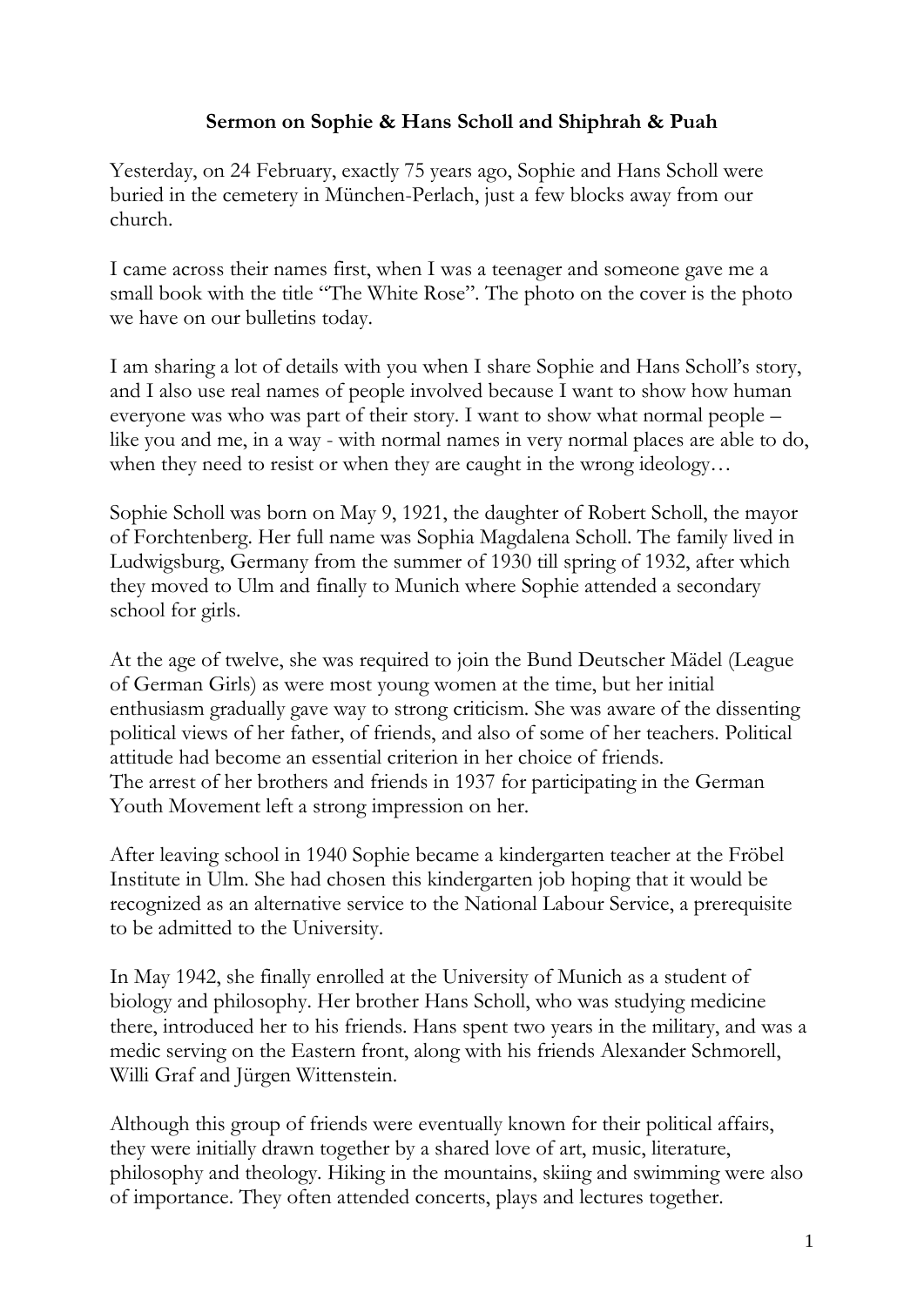**Sermon on Sophie & Hans Scholl and Shiphrah & Puah**

Yesterday, on 24 February, exactly 75 years ago, Sophie and Hans Scholl were buried in the cemetery in München-Perlach, just a few blocks away from our church.

I came across their names first, when I was a teenager and someone gave me a small book with the title "The White Rose". The photo on the cover is the photo we have on our bulletins today.

I am sharing a lot of details with you when I share Sophie and Hans Scholl's story, and I also use real names of people involved because I want to show how human everyone was who was part of their story. I want to show what normal people – like you and me, in a way - with normal names in very normal places are able to do, when they need to resist or when they are caught in the wrong ideology…

Sophie Scholl was born on May 9, 1921, the daughter of Robert Scholl, the mayor of Forchtenberg. Her full name was Sophia Magdalena Scholl. The family lived in Ludwigsburg, Germany from the summer of 1930 till spring of 1932, after which they moved to Ulm and finally to Munich where Sophie attended a secondary school for girls.

At the age of twelve, she was required to join the Bund Deutscher Mädel (League of German Girls) as were most young women at the time, but her initial enthusiasm gradually gave way to strong criticism. She was aware of the dissenting political views of her father, of friends, and also of some of her teachers. Political attitude had become an essential criterion in her choice of friends.
The arrest of her brothers and friends in 1937 for participating in the German Youth Movement left a strong impression on her.

After leaving school in 1940 Sophie became a kindergarten teacher at the Fröbel Institute in Ulm. She had chosen this kindergarten job hoping that it would be recognized as an alternative service to the National Labour Service, a prerequisite to be admitted to the University.

In May 1942, she finally enrolled at the University of Munich as a student of biology and philosophy. Her brother Hans Scholl, who was studying medicine there, introduced her to his friends. Hans spent two years in the military, and was a medic serving on the Eastern front, along with his friends Alexander Schmorell, Willi Graf and Jürgen Wittenstein.

Although this group of friends were eventually known for their political affairs, they were initially drawn together by a shared love of art, music, literature, philosophy and theology. Hiking in the mountains, skiing and swimming were also of importance. They often attended concerts, plays and lectures together.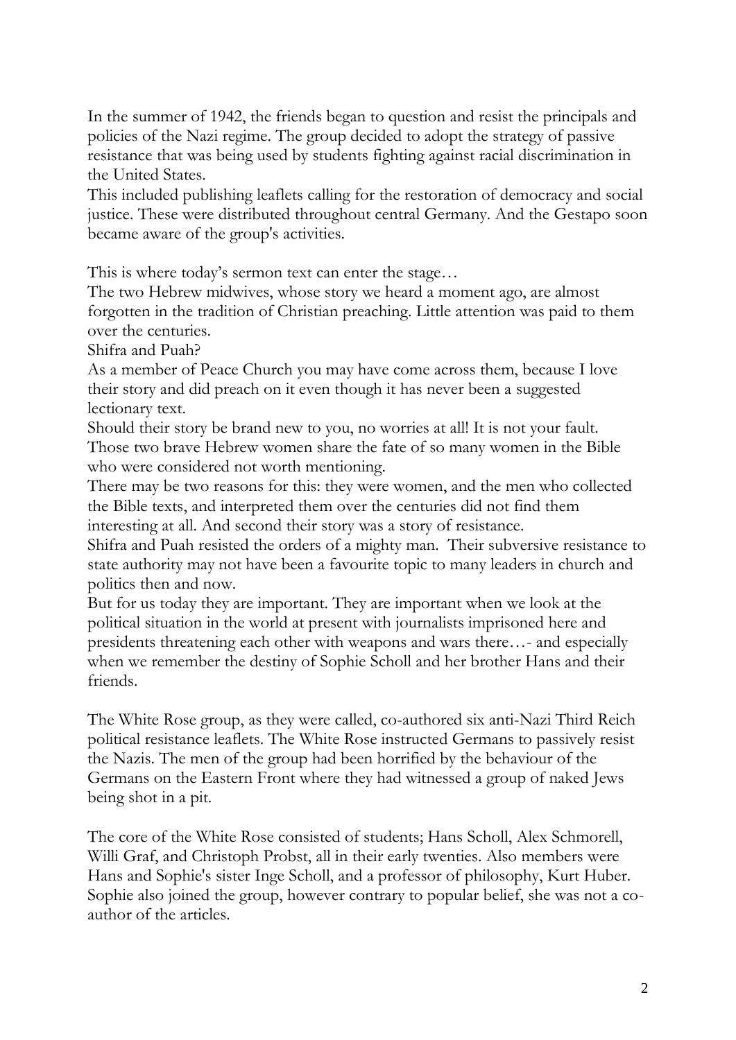In the summer of 1942, the friends began to question and resist the principals and policies of the Nazi regime. The group decided to adopt the strategy of passive resistance that was being used by students fighting against racial discrimination in the United States.
This included publishing leaflets calling for the restoration of democracy and social justice. These were distributed throughout central Germany. And the Gestapo soon became aware of the group's activities.

This is where today's sermon text can enter the stage…
The two Hebrew midwives, whose story we heard a moment ago, are almost forgotten in the tradition of Christian preaching. Little attention was paid to them over the centuries.
Shifra and Puah?
As a member of Peace Church you may have come across them, because I love their story and did preach on it even though it has never been a suggested lectionary text.
Should their story be brand new to you, no worries at all! It is not your fault. Those two brave Hebrew women share the fate of so many women in the Bible who were considered not worth mentioning.
There may be two reasons for this: they were women, and the men who collected the Bible texts, and interpreted them over the centuries did not find them interesting at all. And second their story was a story of resistance.
Shifra and Puah resisted the orders of a mighty man. Their subversive resistance to state authority may not have been a favourite topic to many leaders in church and politics then and now.
But for us today they are important. They are important when we look at the political situation in the world at present with journalists imprisoned here and presidents threatening each other with weapons and wars there…- and especially when we remember the destiny of Sophie Scholl and her brother Hans and their friends.

The White Rose group, as they were called, co-authored six anti-Nazi Third Reich political resistance leaflets. The White Rose instructed Germans to passively resist the Nazis. The men of the group had been horrified by the behaviour of the Germans on the Eastern Front where they had witnessed a group of naked Jews being shot in a pit.

The core of the White Rose consisted of students; Hans Scholl, Alex Schmorell, Willi Graf, and Christoph Probst, all in their early twenties. Also members were Hans and Sophie's sister Inge Scholl, and a professor of philosophy, Kurt Huber. Sophie also joined the group, however contrary to popular belief, she was not a co-author of the articles.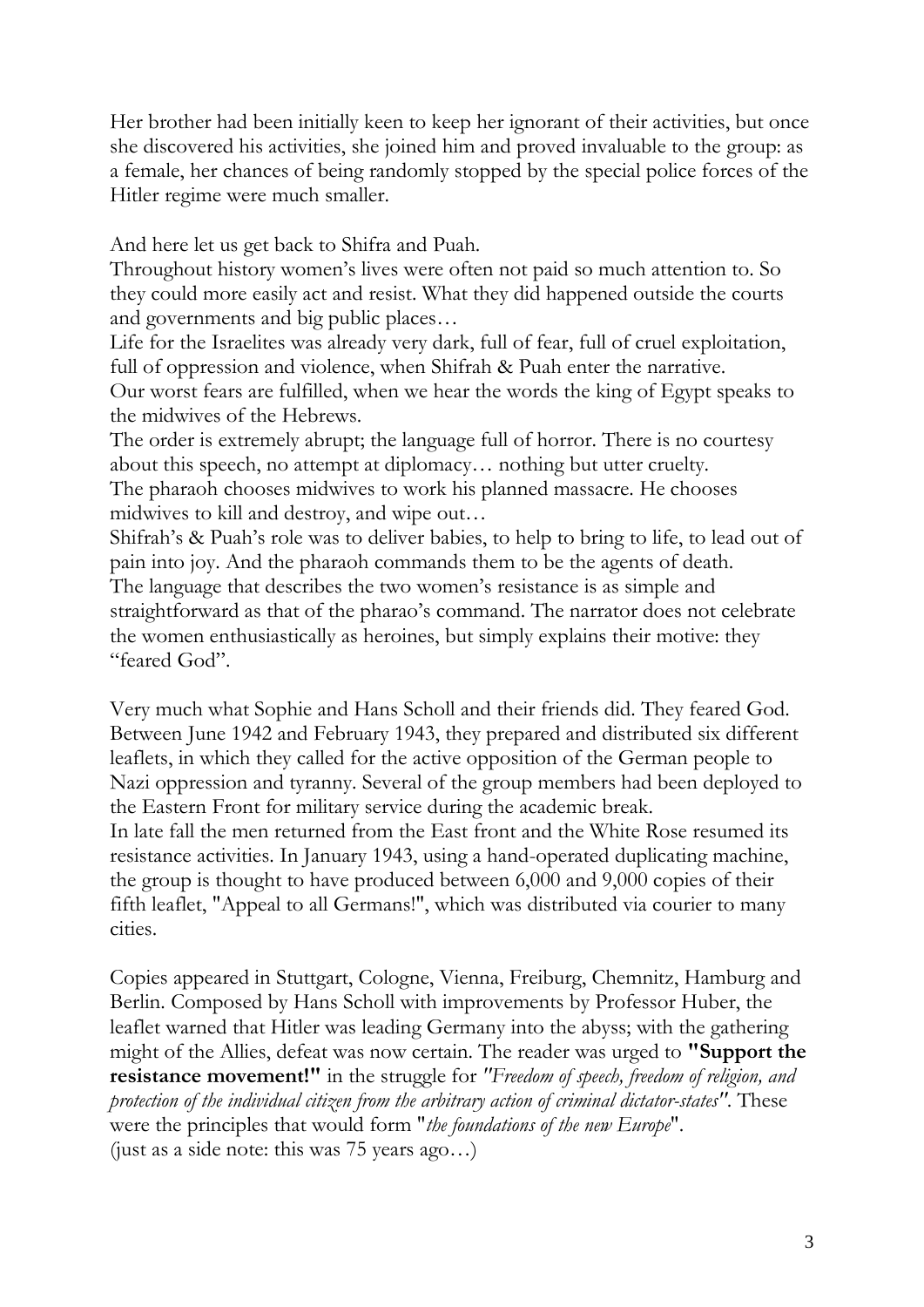Her brother had been initially keen to keep her ignorant of their activities, but once she discovered his activities, she joined him and proved invaluable to the group: as a female, her chances of being randomly stopped by the special police forces of the Hitler regime were much smaller.

And here let us get back to Shifra and Puah.
Throughout history women's lives were often not paid so much attention to. So they could more easily act and resist. What they did happened outside the courts and governments and big public places…
Life for the Israelites was already very dark, full of fear, full of cruel exploitation, full of oppression and violence, when Shifrah & Puah enter the narrative.
Our worst fears are fulfilled, when we hear the words the king of Egypt speaks to the midwives of the Hebrews.
The order is extremely abrupt; the language full of horror. There is no courtesy about this speech, no attempt at diplomacy… nothing but utter cruelty.
The pharaoh chooses midwives to work his planned massacre. He chooses midwives to kill and destroy, and wipe out…
Shifrah's & Puah's role was to deliver babies, to help to bring to life, to lead out of pain into joy. And the pharaoh commands them to be the agents of death.
The language that describes the two women's resistance is as simple and straightforward as that of the pharao's command. The narrator does not celebrate the women enthusiastically as heroines, but simply explains their motive: they "feared God".

Very much what Sophie and Hans Scholl and their friends did. They feared God. Between June 1942 and February 1943, they prepared and distributed six different leaflets, in which they called for the active opposition of the German people to Nazi oppression and tyranny. Several of the group members had been deployed to the Eastern Front for military service during the academic break.
In late fall the men returned from the East front and the White Rose resumed its resistance activities. In January 1943, using a hand-operated duplicating machine, the group is thought to have produced between 6,000 and 9,000 copies of their fifth leaflet, "Appeal to all Germans!", which was distributed via courier to many cities.

Copies appeared in Stuttgart, Cologne, Vienna, Freiburg, Chemnitz, Hamburg and Berlin. Composed by Hans Scholl with improvements by Professor Huber, the leaflet warned that Hitler was leading Germany into the abyss; with the gathering might of the Allies, defeat was now certain. The reader was urged to **"Support the resistance movement!"** in the struggle for *"Freedom of speech, freedom of religion, and protection of the individual citizen from the arbitrary action of criminal dictator-states"*. These were the principles that would form "*the foundations of the new Europe*".
(just as a side note: this was 75 years ago…)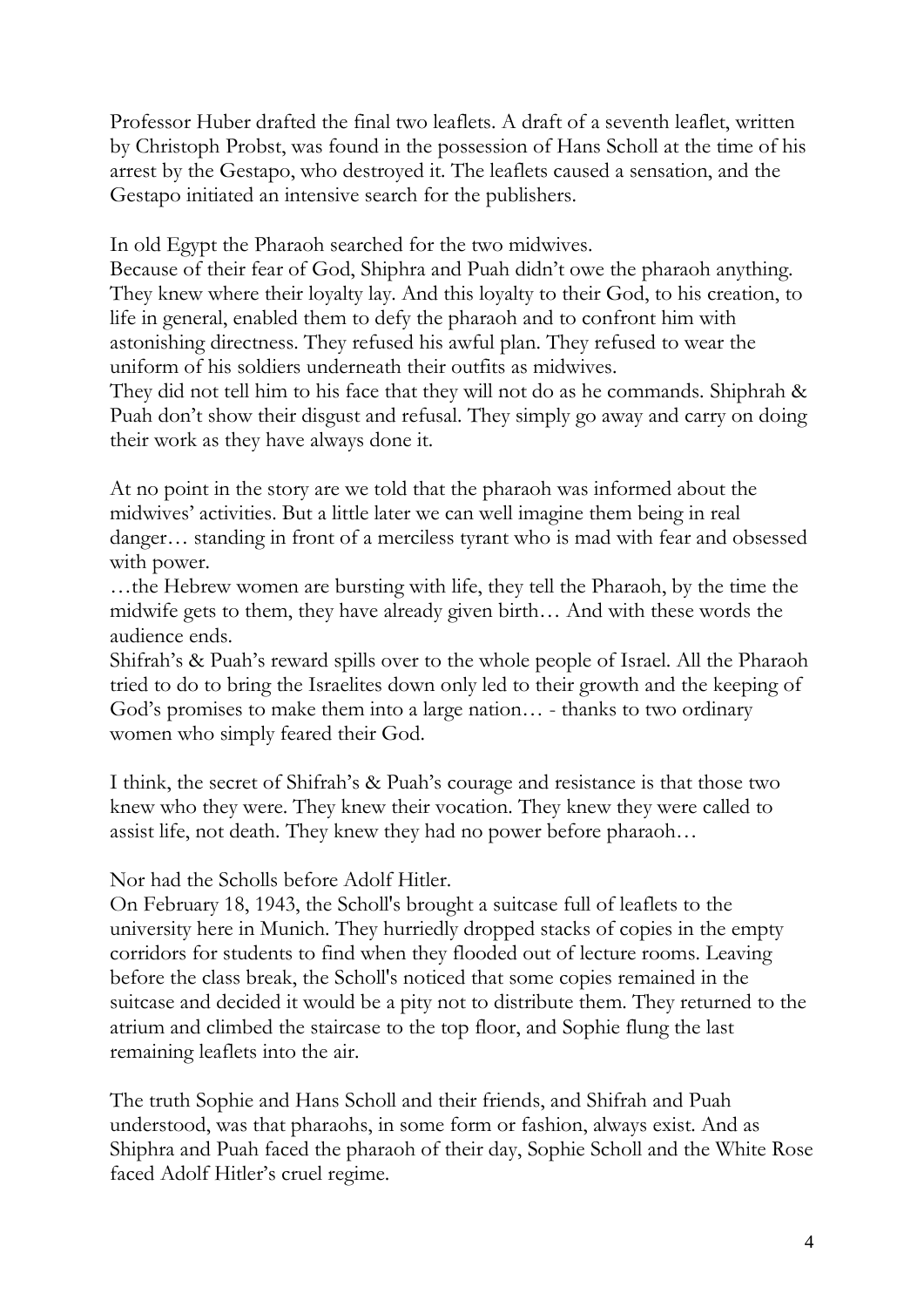Professor Huber drafted the final two leaflets. A draft of a seventh leaflet, written by Christoph Probst, was found in the possession of Hans Scholl at the time of his arrest by the Gestapo, who destroyed it. The leaflets caused a sensation, and the Gestapo initiated an intensive search for the publishers.

In old Egypt the Pharaoh searched for the two midwives.
Because of their fear of God, Shiphra and Puah didn't owe the pharaoh anything. They knew where their loyalty lay. And this loyalty to their God, to his creation, to life in general, enabled them to defy the pharaoh and to confront him with astonishing directness. They refused his awful plan. They refused to wear the uniform of his soldiers underneath their outfits as midwives.
They did not tell him to his face that they will not do as he commands. Shiphrah & Puah don't show their disgust and refusal. They simply go away and carry on doing their work as they have always done it.

At no point in the story are we told that the pharaoh was informed about the midwives' activities. But a little later we can well imagine them being in real danger… standing in front of a merciless tyrant who is mad with fear and obsessed with power.
…the Hebrew women are bursting with life, they tell the Pharaoh, by the time the midwife gets to them, they have already given birth… And with these words the audience ends.
Shifrah's & Puah's reward spills over to the whole people of Israel. All the Pharaoh tried to do to bring the Israelites down only led to their growth and the keeping of God's promises to make them into a large nation… - thanks to two ordinary women who simply feared their God.

I think, the secret of Shifrah's & Puah's courage and resistance is that those two knew who they were. They knew their vocation. They knew they were called to assist life, not death. They knew they had no power before pharaoh…

Nor had the Scholls before Adolf Hitler.
On February 18, 1943, the Scholl's brought a suitcase full of leaflets to the university here in Munich. They hurriedly dropped stacks of copies in the empty corridors for students to find when they flooded out of lecture rooms. Leaving before the class break, the Scholl's noticed that some copies remained in the suitcase and decided it would be a pity not to distribute them. They returned to the atrium and climbed the staircase to the top floor, and Sophie flung the last remaining leaflets into the air.

The truth Sophie and Hans Scholl and their friends, and Shifrah and Puah understood, was that pharaohs, in some form or fashion, always exist. And as Shiphra and Puah faced the pharaoh of their day, Sophie Scholl and the White Rose faced Adolf Hitler's cruel regime.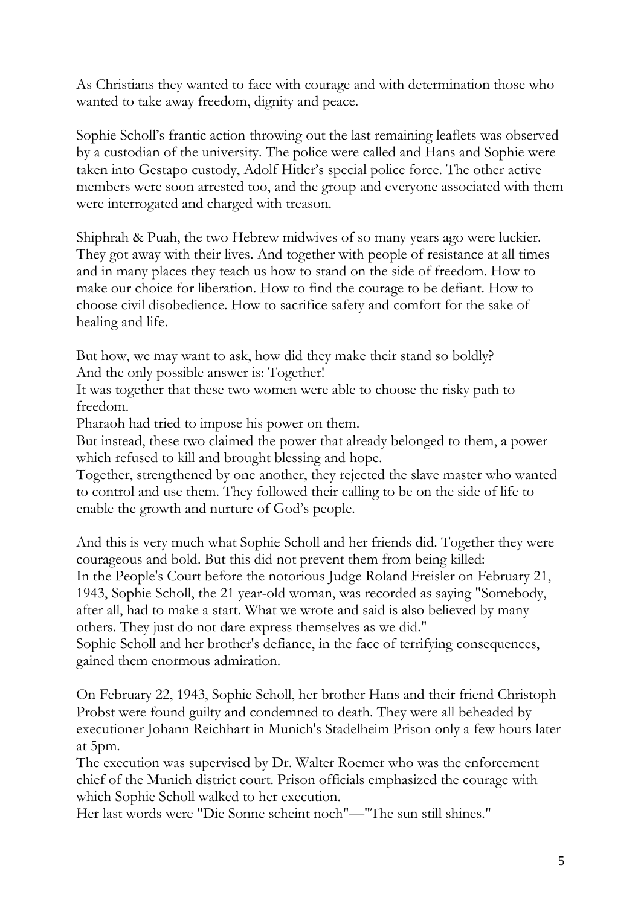As Christians they wanted to face with courage and with determination those who wanted to take away freedom, dignity and peace.

Sophie Scholl's frantic action throwing out the last remaining leaflets was observed by a custodian of the university. The police were called and Hans and Sophie were taken into Gestapo custody, Adolf Hitler's special police force. The other active members were soon arrested too, and the group and everyone associated with them were interrogated and charged with treason.

Shiphrah & Puah, the two Hebrew midwives of so many years ago were luckier. They got away with their lives. And together with people of resistance at all times and in many places they teach us how to stand on the side of freedom. How to make our choice for liberation. How to find the courage to be defiant. How to choose civil disobedience. How to sacrifice safety and comfort for the sake of healing and life.

But how, we may want to ask, how did they make their stand so boldly?
And the only possible answer is: Together!
It was together that these two women were able to choose the risky path to freedom.
Pharaoh had tried to impose his power on them.
But instead, these two claimed the power that already belonged to them, a power which refused to kill and brought blessing and hope.
Together, strengthened by one another, they rejected the slave master who wanted to control and use them. They followed their calling to be on the side of life to enable the growth and nurture of God's people.

And this is very much what Sophie Scholl and her friends did. Together they were courageous and bold. But this did not prevent them from being killed:
In the People's Court before the notorious Judge Roland Freisler on February 21, 1943, Sophie Scholl, the 21 year-old woman, was recorded as saying "Somebody, after all, had to make a start. What we wrote and said is also believed by many others. They just do not dare express themselves as we did."
Sophie Scholl and her brother's defiance, in the face of terrifying consequences, gained them enormous admiration.

On February 22, 1943, Sophie Scholl, her brother Hans and their friend Christoph Probst were found guilty and condemned to death. They were all beheaded by executioner Johann Reichhart in Munich's Stadelheim Prison only a few hours later at 5pm.
The execution was supervised by Dr. Walter Roemer who was the enforcement chief of the Munich district court. Prison officials emphasized the courage with which Sophie Scholl walked to her execution.
Her last words were "Die Sonne scheint noch"—"The sun still shines."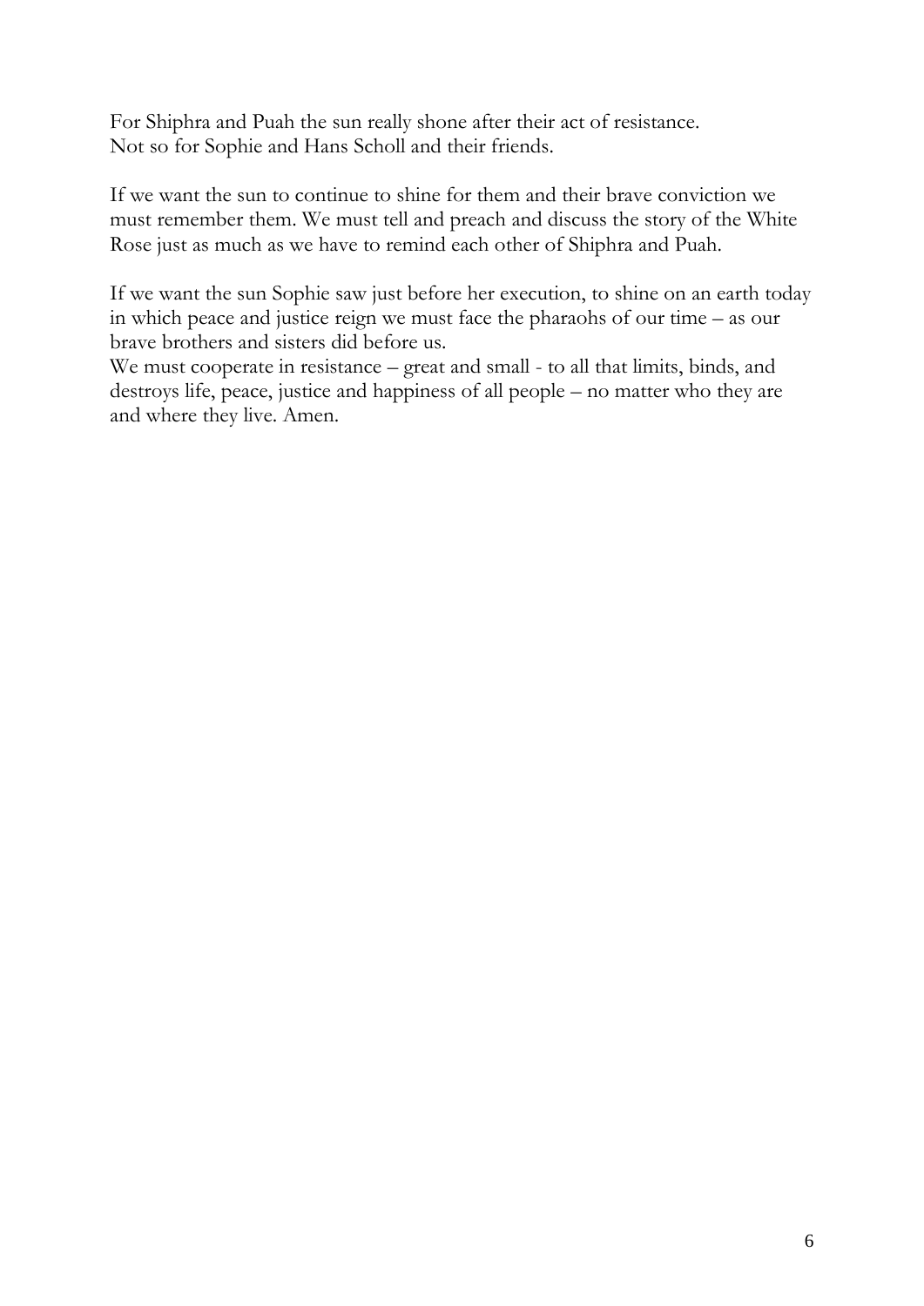For Shiphra and Puah the sun really shone after their act of resistance.
Not so for Sophie and Hans Scholl and their friends.

If we want the sun to continue to shine for them and their brave conviction we must remember them. We must tell and preach and discuss the story of the White Rose just as much as we have to remind each other of Shiphra and Puah.

If we want the sun Sophie saw just before her execution, to shine on an earth today in which peace and justice reign we must face the pharaohs of our time – as our brave brothers and sisters did before us.
We must cooperate in resistance – great and small - to all that limits, binds, and destroys life, peace, justice and happiness of all people – no matter who they are and where they live. Amen.